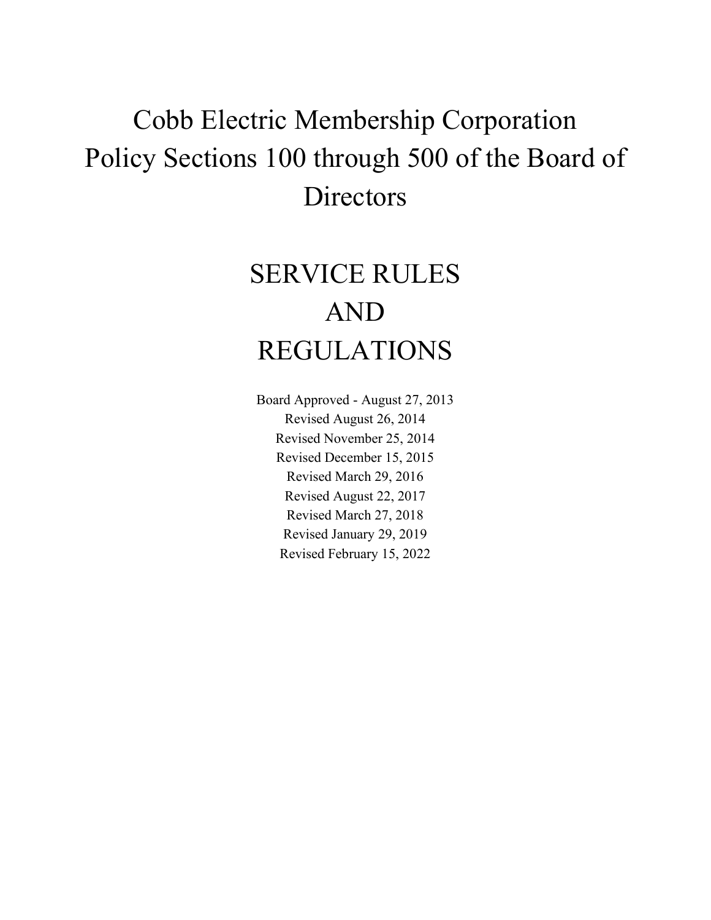# Cobb Electric Membership Corporation Policy Sections 100 through 500 of the Board of Directors

# SERVICE RULES AND REGULATIONS

Board Approved - August 27, 2013
Revised August 26, 2014
Revised November 25, 2014
Revised December 15, 2015
Revised March 29, 2016
Revised August 22, 2017
Revised March 27, 2018
Revised January 29, 2019
Revised February 15, 2022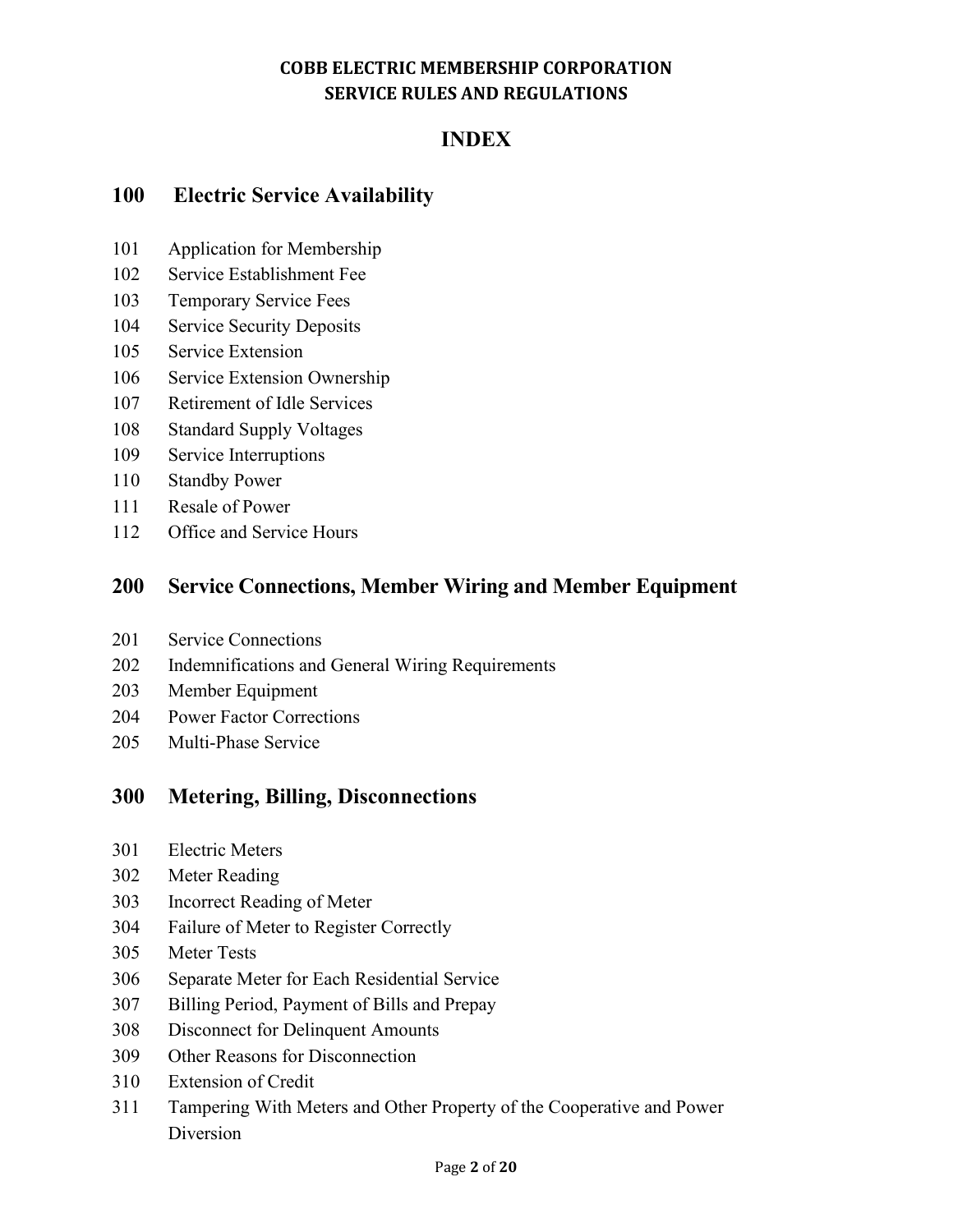**COBB ELECTRIC MEMBERSHIP CORPORATION**
**SERVICE RULES AND REGULATIONS**

# INDEX

## 100 Electric Service Availability

101 Application for Membership
102 Service Establishment Fee
103 Temporary Service Fees
104 Service Security Deposits
105 Service Extension
106 Service Extension Ownership
107 Retirement of Idle Services
108 Standard Supply Voltages
109 Service Interruptions
110 Standby Power
111 Resale of Power
112 Office and Service Hours

## 200 Service Connections, Member Wiring and Member Equipment

201 Service Connections
202 Indemnifications and General Wiring Requirements
203 Member Equipment
204 Power Factor Corrections
205 Multi-Phase Service

## 300 Metering, Billing, Disconnections

301 Electric Meters
302 Meter Reading
303 Incorrect Reading of Meter
304 Failure of Meter to Register Correctly
305 Meter Tests
306 Separate Meter for Each Residential Service
307 Billing Period, Payment of Bills and Prepay
308 Disconnect for Delinquent Amounts
309 Other Reasons for Disconnection
310 Extension of Credit
311 Tampering With Meters and Other Property of the Cooperative and Power Diversion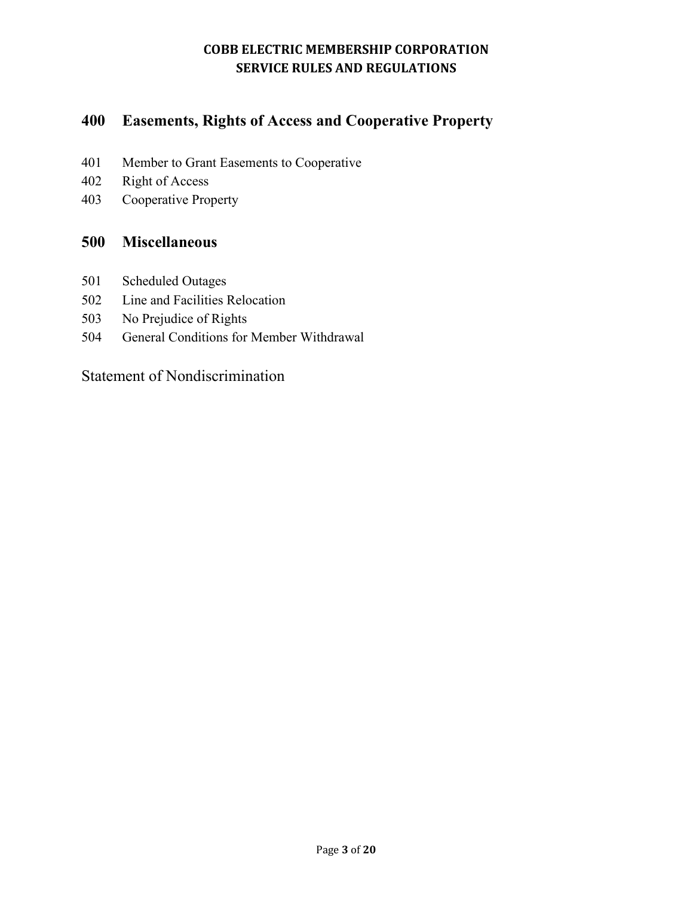## 400 Easements, Rights of Access and Cooperative Property

401 Member to Grant Easements to Cooperative
402 Right of Access
403 Cooperative Property

## 500 Miscellaneous

501 Scheduled Outages
502 Line and Facilities Relocation
503 No Prejudice of Rights
504 General Conditions for Member Withdrawal

Statement of Nondiscrimination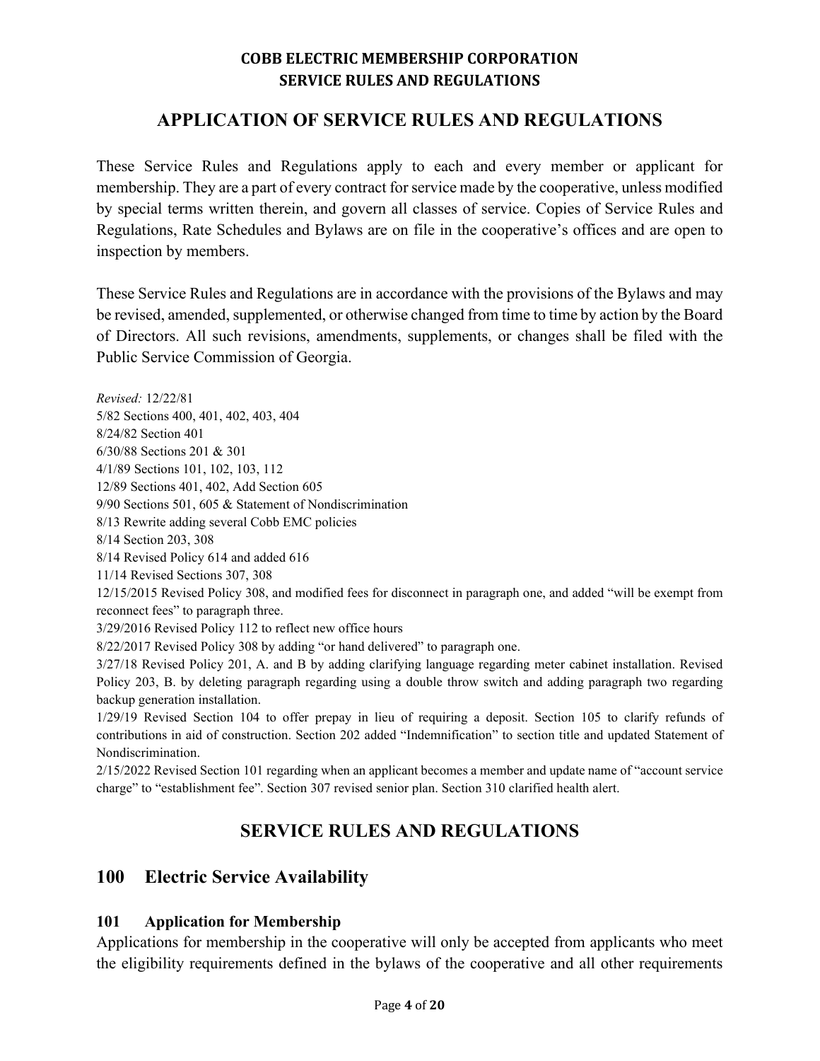## APPLICATION OF SERVICE RULES AND REGULATIONS

These Service Rules and Regulations apply to each and every member or applicant for membership. They are a part of every contract for service made by the cooperative, unless modified by special terms written therein, and govern all classes of service. Copies of Service Rules and Regulations, Rate Schedules and Bylaws are on file in the cooperative's offices and are open to inspection by members.

These Service Rules and Regulations are in accordance with the provisions of the Bylaws and may be revised, amended, supplemented, or otherwise changed from time to time by action by the Board of Directors. All such revisions, amendments, supplements, or changes shall be filed with the Public Service Commission of Georgia.

*Revised:* 12/22/81
5/82 Sections 400, 401, 402, 403, 404
8/24/82 Section 401
6/30/88 Sections 201 & 301
4/1/89 Sections 101, 102, 103, 112
12/89 Sections 401, 402, Add Section 605
9/90 Sections 501, 605 & Statement of Nondiscrimination
8/13 Rewrite adding several Cobb EMC policies
8/14 Section 203, 308
8/14 Revised Policy 614 and added 616
11/14 Revised Sections 307, 308
12/15/2015 Revised Policy 308, and modified fees for disconnect in paragraph one, and added "will be exempt from reconnect fees" to paragraph three.
3/29/2016 Revised Policy 112 to reflect new office hours
8/22/2017 Revised Policy 308 by adding "or hand delivered" to paragraph one.
3/27/18 Revised Policy 201, A. and B by adding clarifying language regarding meter cabinet installation. Revised Policy 203, B. by deleting paragraph regarding using a double throw switch and adding paragraph two regarding backup generation installation.
1/29/19 Revised Section 104 to offer prepay in lieu of requiring a deposit. Section 105 to clarify refunds of contributions in aid of construction. Section 202 added "Indemnification" to section title and updated Statement of Nondiscrimination.
2/15/2022 Revised Section 101 regarding when an applicant becomes a member and update name of "account service charge" to "establishment fee". Section 307 revised senior plan. Section 310 clarified health alert.

## SERVICE RULES AND REGULATIONS

## 100 Electric Service Availability

### 101 Application for Membership

Applications for membership in the cooperative will only be accepted from applicants who meet the eligibility requirements defined in the bylaws of the cooperative and all other requirements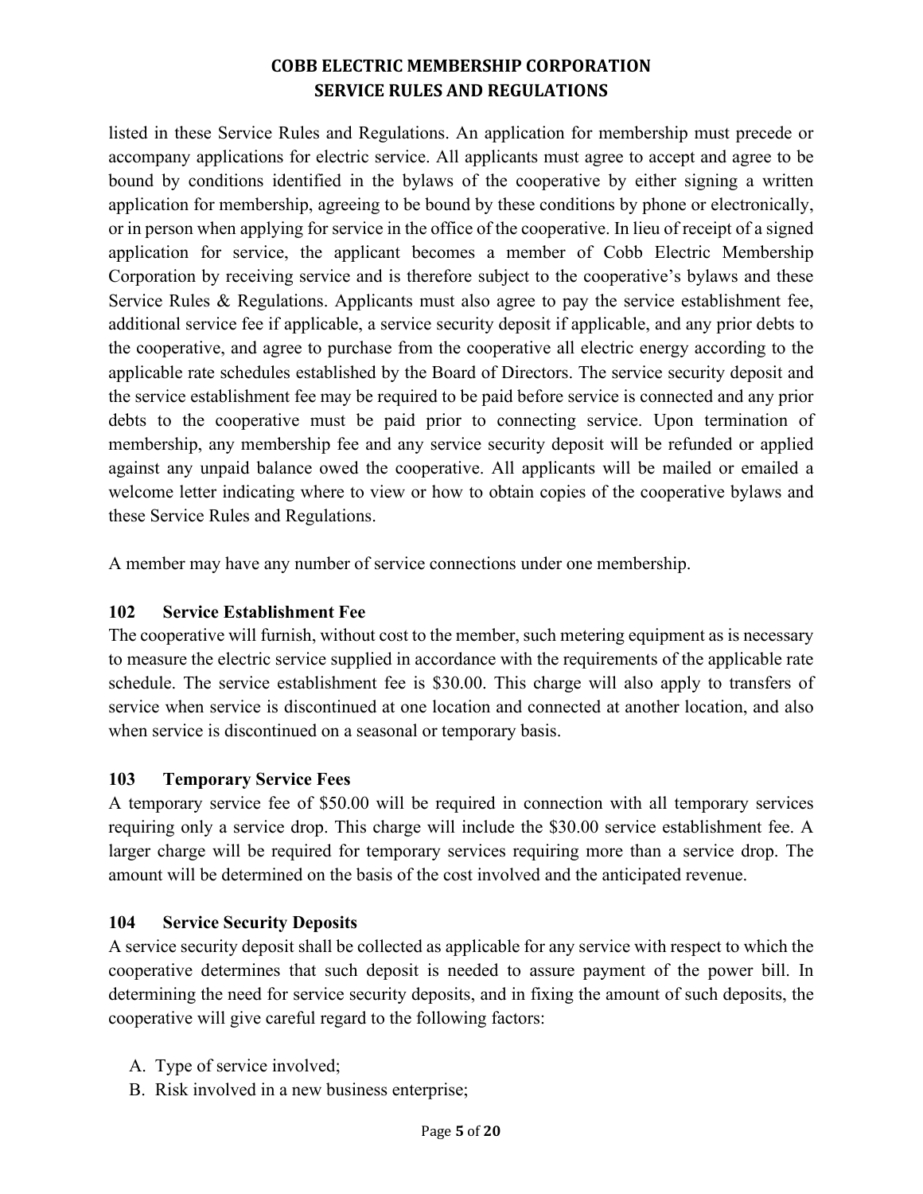listed in these Service Rules and Regulations. An application for membership must precede or accompany applications for electric service. All applicants must agree to accept and agree to be bound by conditions identified in the bylaws of the cooperative by either signing a written application for membership, agreeing to be bound by these conditions by phone or electronically, or in person when applying for service in the office of the cooperative. In lieu of receipt of a signed application for service, the applicant becomes a member of Cobb Electric Membership Corporation by receiving service and is therefore subject to the cooperative's bylaws and these Service Rules & Regulations. Applicants must also agree to pay the service establishment fee, additional service fee if applicable, a service security deposit if applicable, and any prior debts to the cooperative, and agree to purchase from the cooperative all electric energy according to the applicable rate schedules established by the Board of Directors. The service security deposit and the service establishment fee may be required to be paid before service is connected and any prior debts to the cooperative must be paid prior to connecting service. Upon termination of membership, any membership fee and any service security deposit will be refunded or applied against any unpaid balance owed the cooperative. All applicants will be mailed or emailed a welcome letter indicating where to view or how to obtain copies of the cooperative bylaws and these Service Rules and Regulations.

A member may have any number of service connections under one membership.

### 102 Service Establishment Fee

The cooperative will furnish, without cost to the member, such metering equipment as is necessary to measure the electric service supplied in accordance with the requirements of the applicable rate schedule. The service establishment fee is $30.00. This charge will also apply to transfers of service when service is discontinued at one location and connected at another location, and also when service is discontinued on a seasonal or temporary basis.

### 103 Temporary Service Fees

A temporary service fee of $50.00 will be required in connection with all temporary services requiring only a service drop. This charge will include the $30.00 service establishment fee. A larger charge will be required for temporary services requiring more than a service drop. The amount will be determined on the basis of the cost involved and the anticipated revenue.

### 104 Service Security Deposits

A service security deposit shall be collected as applicable for any service with respect to which the cooperative determines that such deposit is needed to assure payment of the power bill. In determining the need for service security deposits, and in fixing the amount of such deposits, the cooperative will give careful regard to the following factors:

A. Type of service involved;
B. Risk involved in a new business enterprise;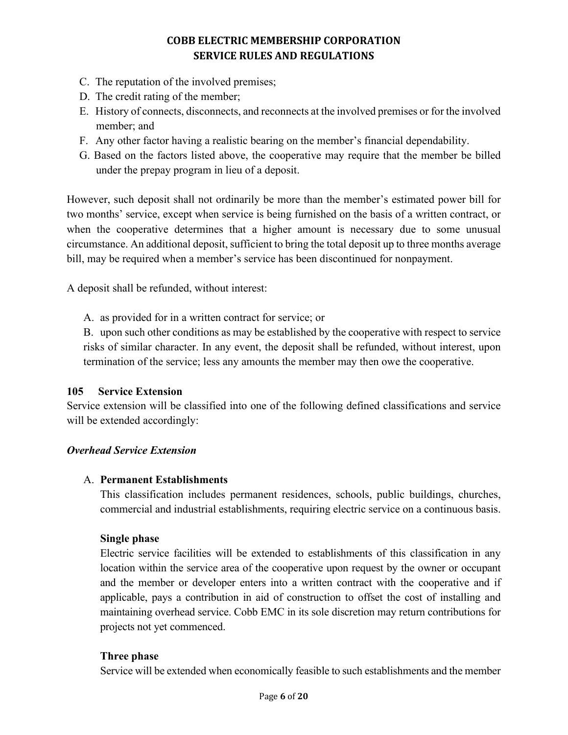C. The reputation of the involved premises;
D. The credit rating of the member;
E. History of connects, disconnects, and reconnects at the involved premises or for the involved member; and
F. Any other factor having a realistic bearing on the member's financial dependability.
G. Based on the factors listed above, the cooperative may require that the member be billed under the prepay program in lieu of a deposit.

However, such deposit shall not ordinarily be more than the member's estimated power bill for two months' service, except when service is being furnished on the basis of a written contract, or when the cooperative determines that a higher amount is necessary due to some unusual circumstance. An additional deposit, sufficient to bring the total deposit up to three months average bill, may be required when a member's service has been discontinued for nonpayment.

A deposit shall be refunded, without interest:

A. as provided for in a written contract for service; or
B. upon such other conditions as may be established by the cooperative with respect to service risks of similar character. In any event, the deposit shall be refunded, without interest, upon termination of the service; less any amounts the member may then owe the cooperative.

## 105 Service Extension

Service extension will be classified into one of the following defined classifications and service will be extended accordingly:

***Overhead Service Extension***

A. **Permanent Establishments**

This classification includes permanent residences, schools, public buildings, churches, commercial and industrial establishments, requiring electric service on a continuous basis.

**Single phase**

Electric service facilities will be extended to establishments of this classification in any location within the service area of the cooperative upon request by the owner or occupant and the member or developer enters into a written contract with the cooperative and if applicable, pays a contribution in aid of construction to offset the cost of installing and maintaining overhead service. Cobb EMC in its sole discretion may return contributions for projects not yet commenced.

**Three phase**

Service will be extended when economically feasible to such establishments and the member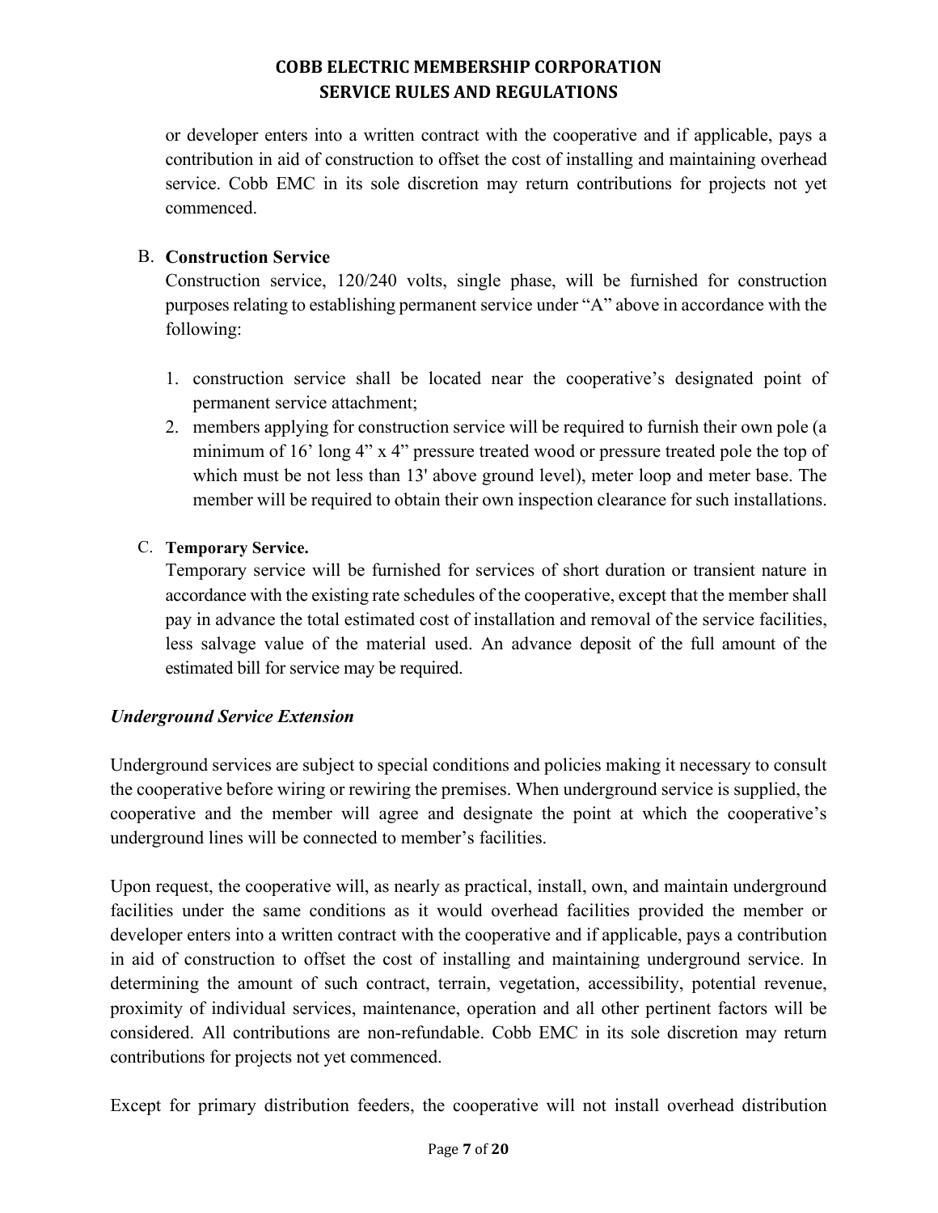or developer enters into a written contract with the cooperative and if applicable, pays a contribution in aid of construction to offset the cost of installing and maintaining overhead service. Cobb EMC in its sole discretion may return contributions for projects not yet commenced.

B. **Construction Service**

Construction service, 120/240 volts, single phase, will be furnished for construction purposes relating to establishing permanent service under "A" above in accordance with the following:

1. construction service shall be located near the cooperative's designated point of permanent service attachment;
2. members applying for construction service will be required to furnish their own pole (a minimum of 16' long 4" x 4" pressure treated wood or pressure treated pole the top of which must be not less than 13' above ground level), meter loop and meter base. The member will be required to obtain their own inspection clearance for such installations.

C. **Temporary Service.**

Temporary service will be furnished for services of short duration or transient nature in accordance with the existing rate schedules of the cooperative, except that the member shall pay in advance the total estimated cost of installation and removal of the service facilities, less salvage value of the material used. An advance deposit of the full amount of the estimated bill for service may be required.

***Underground Service Extension***

Underground services are subject to special conditions and policies making it necessary to consult the cooperative before wiring or rewiring the premises. When underground service is supplied, the cooperative and the member will agree and designate the point at which the cooperative's underground lines will be connected to member's facilities.

Upon request, the cooperative will, as nearly as practical, install, own, and maintain underground facilities under the same conditions as it would overhead facilities provided the member or developer enters into a written contract with the cooperative and if applicable, pays a contribution in aid of construction to offset the cost of installing and maintaining underground service. In determining the amount of such contract, terrain, vegetation, accessibility, potential revenue, proximity of individual services, maintenance, operation and all other pertinent factors will be considered. All contributions are non-refundable. Cobb EMC in its sole discretion may return contributions for projects not yet commenced.

Except for primary distribution feeders, the cooperative will not install overhead distribution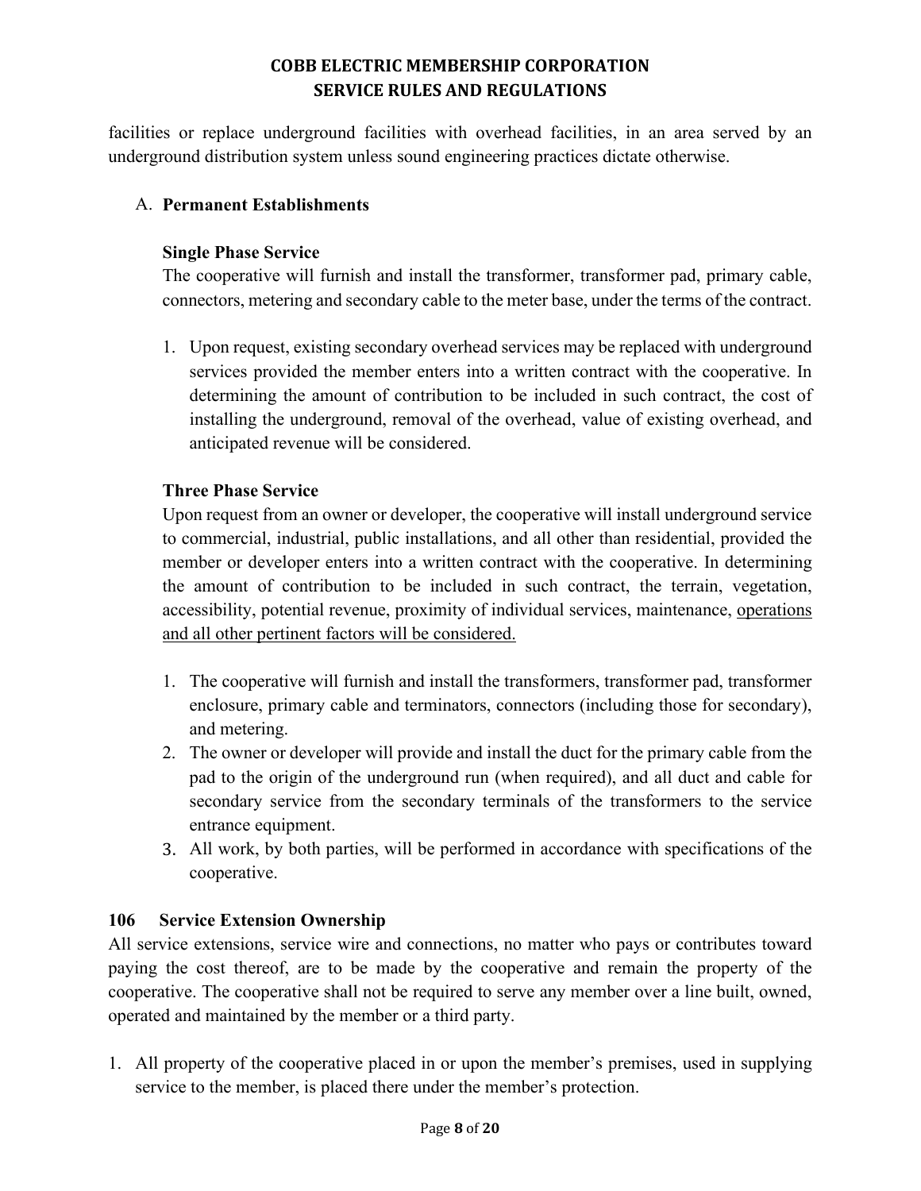facilities or replace underground facilities with overhead facilities, in an area served by an underground distribution system unless sound engineering practices dictate otherwise.

A. **Permanent Establishments**

**Single Phase Service**

The cooperative will furnish and install the transformer, transformer pad, primary cable, connectors, metering and secondary cable to the meter base, under the terms of the contract.

1. Upon request, existing secondary overhead services may be replaced with underground services provided the member enters into a written contract with the cooperative. In determining the amount of contribution to be included in such contract, the cost of installing the underground, removal of the overhead, value of existing overhead, and anticipated revenue will be considered.

**Three Phase Service**

Upon request from an owner or developer, the cooperative will install underground service to commercial, industrial, public installations, and all other than residential, provided the member or developer enters into a written contract with the cooperative. In determining the amount of contribution to be included in such contract, the terrain, vegetation, accessibility, potential revenue, proximity of individual services, maintenance, <u>operations and all other pertinent factors will be considered.</u>

1. The cooperative will furnish and install the transformers, transformer pad, transformer enclosure, primary cable and terminators, connectors (including those for secondary), and metering.
2. The owner or developer will provide and install the duct for the primary cable from the pad to the origin of the underground run (when required), and all duct and cable for secondary service from the secondary terminals of the transformers to the service entrance equipment.
3. All work, by both parties, will be performed in accordance with specifications of the cooperative.

**106 Service Extension Ownership**

All service extensions, service wire and connections, no matter who pays or contributes toward paying the cost thereof, are to be made by the cooperative and remain the property of the cooperative. The cooperative shall not be required to serve any member over a line built, owned, operated and maintained by the member or a third party.

1. All property of the cooperative placed in or upon the member's premises, used in supplying service to the member, is placed there under the member's protection.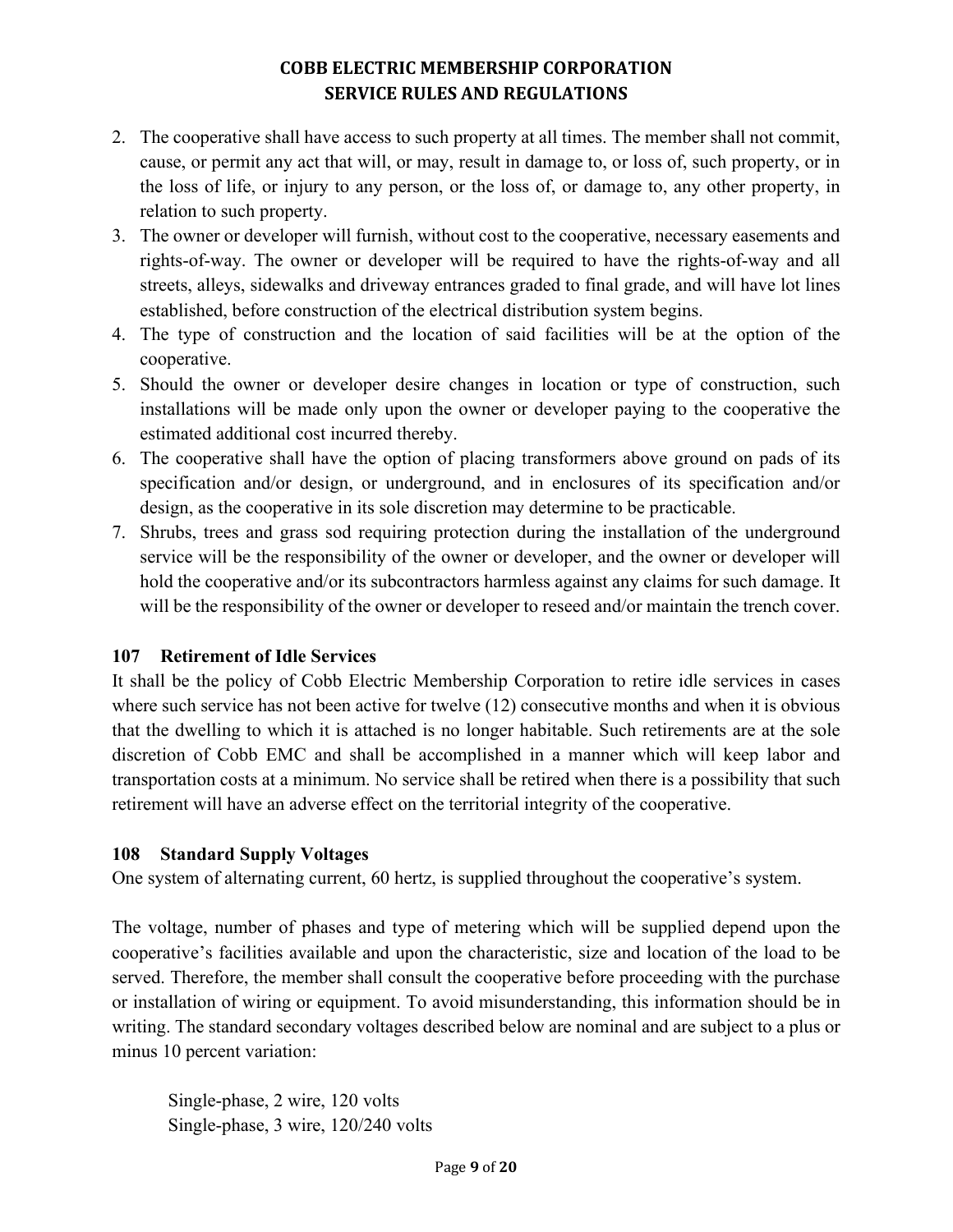2. The cooperative shall have access to such property at all times. The member shall not commit, cause, or permit any act that will, or may, result in damage to, or loss of, such property, or in the loss of life, or injury to any person, or the loss of, or damage to, any other property, in relation to such property.
3. The owner or developer will furnish, without cost to the cooperative, necessary easements and rights-of-way. The owner or developer will be required to have the rights-of-way and all streets, alleys, sidewalks and driveway entrances graded to final grade, and will have lot lines established, before construction of the electrical distribution system begins.
4. The type of construction and the location of said facilities will be at the option of the cooperative.
5. Should the owner or developer desire changes in location or type of construction, such installations will be made only upon the owner or developer paying to the cooperative the estimated additional cost incurred thereby.
6. The cooperative shall have the option of placing transformers above ground on pads of its specification and/or design, or underground, and in enclosures of its specification and/or design, as the cooperative in its sole discretion may determine to be practicable.
7. Shrubs, trees and grass sod requiring protection during the installation of the underground service will be the responsibility of the owner or developer, and the owner or developer will hold the cooperative and/or its subcontractors harmless against any claims for such damage. It will be the responsibility of the owner or developer to reseed and/or maintain the trench cover.

### 107 Retirement of Idle Services

It shall be the policy of Cobb Electric Membership Corporation to retire idle services in cases where such service has not been active for twelve (12) consecutive months and when it is obvious that the dwelling to which it is attached is no longer habitable. Such retirements are at the sole discretion of Cobb EMC and shall be accomplished in a manner which will keep labor and transportation costs at a minimum. No service shall be retired when there is a possibility that such retirement will have an adverse effect on the territorial integrity of the cooperative.

### 108 Standard Supply Voltages

One system of alternating current, 60 hertz, is supplied throughout the cooperative's system.

The voltage, number of phases and type of metering which will be supplied depend upon the cooperative's facilities available and upon the characteristic, size and location of the load to be served. Therefore, the member shall consult the cooperative before proceeding with the purchase or installation of wiring or equipment. To avoid misunderstanding, this information should be in writing. The standard secondary voltages described below are nominal and are subject to a plus or minus 10 percent variation:

Single-phase, 2 wire, 120 volts
Single-phase, 3 wire, 120/240 volts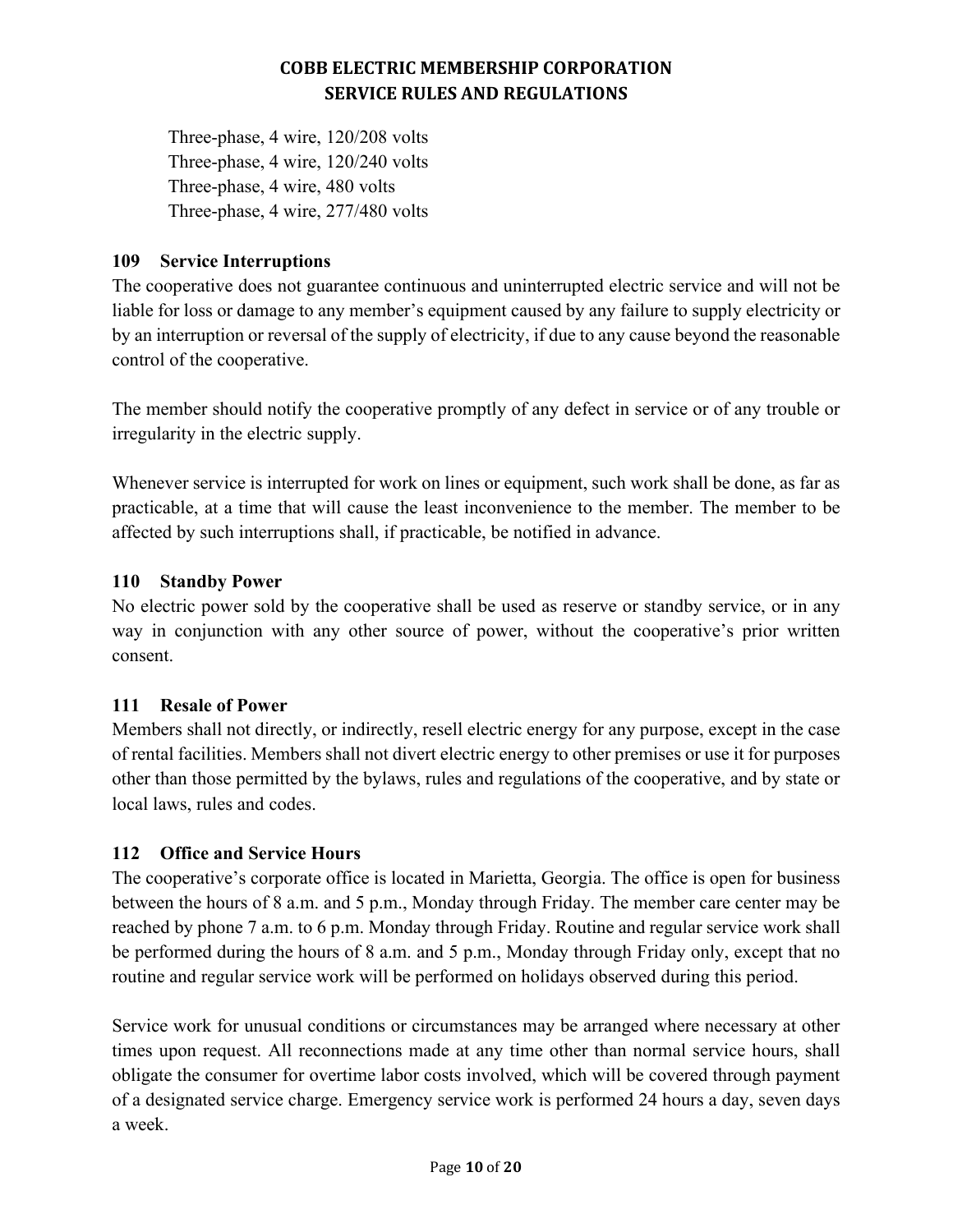Three-phase, 4 wire, 120/208 volts
Three-phase, 4 wire, 120/240 volts
Three-phase, 4 wire, 480 volts
Three-phase, 4 wire, 277/480 volts

### 109 Service Interruptions

The cooperative does not guarantee continuous and uninterrupted electric service and will not be liable for loss or damage to any member's equipment caused by any failure to supply electricity or by an interruption or reversal of the supply of electricity, if due to any cause beyond the reasonable control of the cooperative.

The member should notify the cooperative promptly of any defect in service or of any trouble or irregularity in the electric supply.

Whenever service is interrupted for work on lines or equipment, such work shall be done, as far as practicable, at a time that will cause the least inconvenience to the member. The member to be affected by such interruptions shall, if practicable, be notified in advance.

### 110 Standby Power

No electric power sold by the cooperative shall be used as reserve or standby service, or in any way in conjunction with any other source of power, without the cooperative's prior written consent.

### 111 Resale of Power

Members shall not directly, or indirectly, resell electric energy for any purpose, except in the case of rental facilities. Members shall not divert electric energy to other premises or use it for purposes other than those permitted by the bylaws, rules and regulations of the cooperative, and by state or local laws, rules and codes.

### 112 Office and Service Hours

The cooperative's corporate office is located in Marietta, Georgia. The office is open for business between the hours of 8 a.m. and 5 p.m., Monday through Friday. The member care center may be reached by phone 7 a.m. to 6 p.m. Monday through Friday. Routine and regular service work shall be performed during the hours of 8 a.m. and 5 p.m., Monday through Friday only, except that no routine and regular service work will be performed on holidays observed during this period.

Service work for unusual conditions or circumstances may be arranged where necessary at other times upon request. All reconnections made at any time other than normal service hours, shall obligate the consumer for overtime labor costs involved, which will be covered through payment of a designated service charge. Emergency service work is performed 24 hours a day, seven days a week.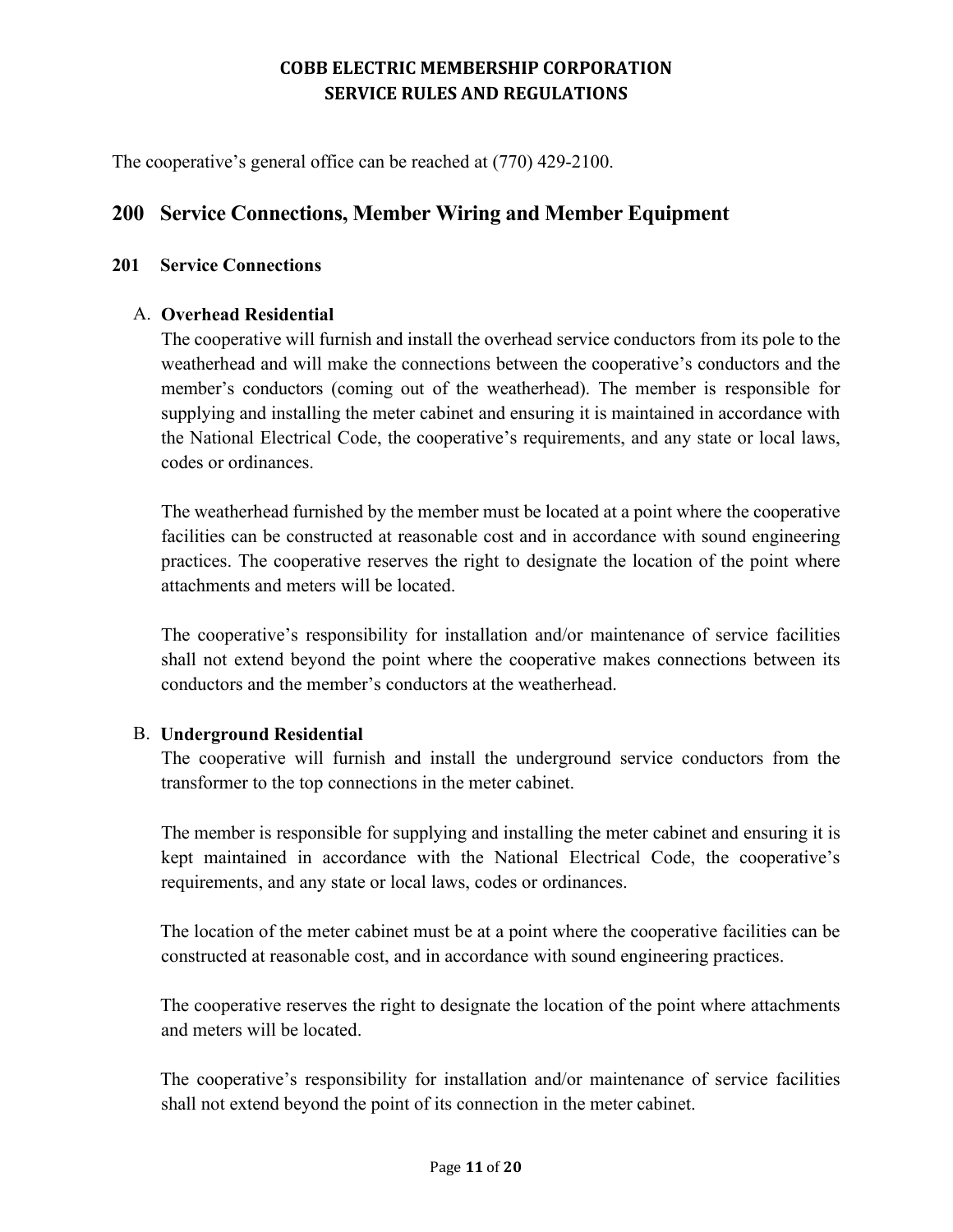The cooperative's general office can be reached at (770) 429-2100.

## 200 Service Connections, Member Wiring and Member Equipment

### 201 Service Connections

A. **Overhead Residential**

The cooperative will furnish and install the overhead service conductors from its pole to the weatherhead and will make the connections between the cooperative's conductors and the member's conductors (coming out of the weatherhead). The member is responsible for supplying and installing the meter cabinet and ensuring it is maintained in accordance with the National Electrical Code, the cooperative's requirements, and any state or local laws, codes or ordinances.

The weatherhead furnished by the member must be located at a point where the cooperative facilities can be constructed at reasonable cost and in accordance with sound engineering practices. The cooperative reserves the right to designate the location of the point where attachments and meters will be located.

The cooperative's responsibility for installation and/or maintenance of service facilities shall not extend beyond the point where the cooperative makes connections between its conductors and the member's conductors at the weatherhead.

B. **Underground Residential**

The cooperative will furnish and install the underground service conductors from the transformer to the top connections in the meter cabinet.

The member is responsible for supplying and installing the meter cabinet and ensuring it is kept maintained in accordance with the National Electrical Code, the cooperative's requirements, and any state or local laws, codes or ordinances.

The location of the meter cabinet must be at a point where the cooperative facilities can be constructed at reasonable cost, and in accordance with sound engineering practices.

The cooperative reserves the right to designate the location of the point where attachments and meters will be located.

The cooperative's responsibility for installation and/or maintenance of service facilities shall not extend beyond the point of its connection in the meter cabinet.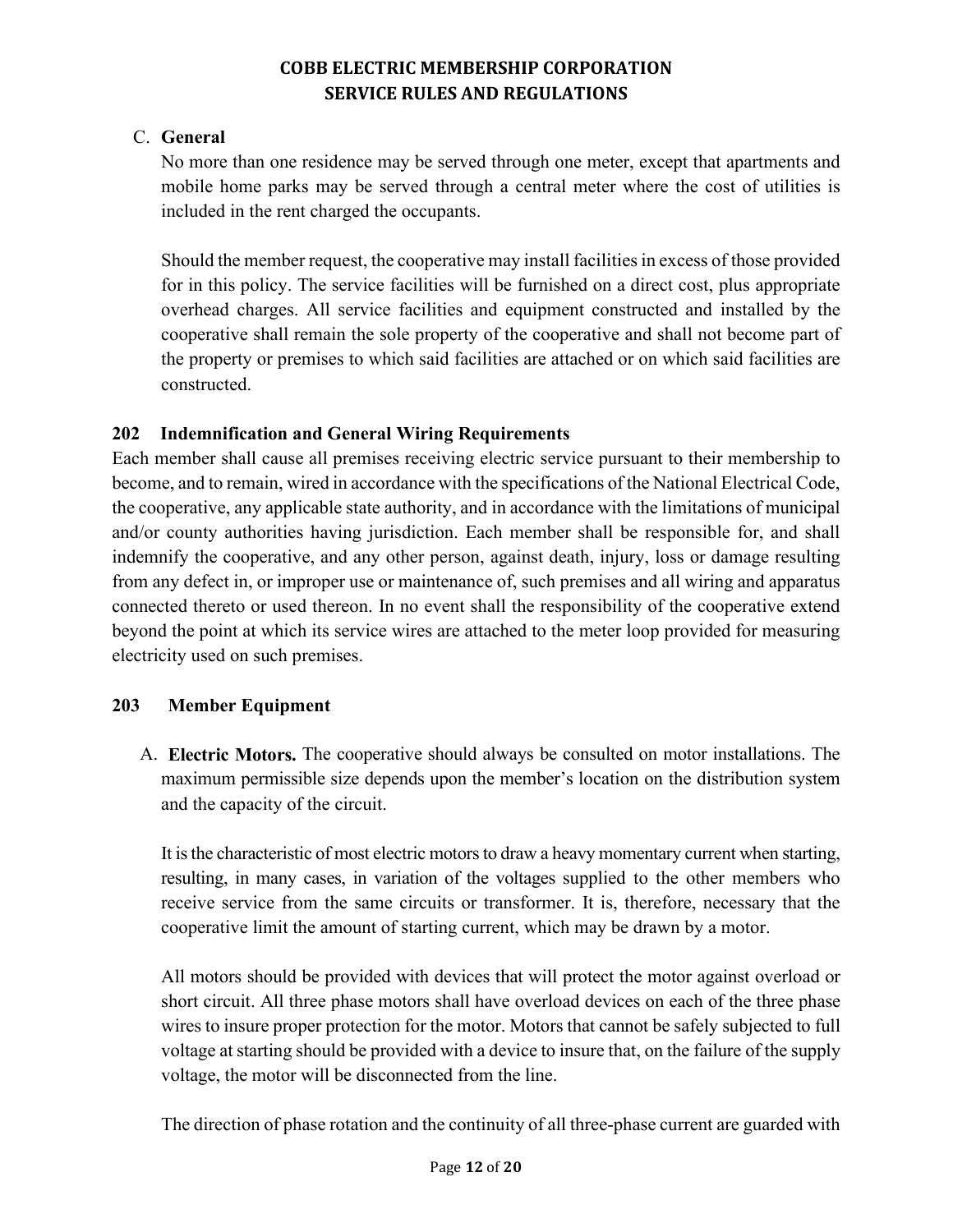C. **General**

No more than one residence may be served through one meter, except that apartments and mobile home parks may be served through a central meter where the cost of utilities is included in the rent charged the occupants.

Should the member request, the cooperative may install facilities in excess of those provided for in this policy. The service facilities will be furnished on a direct cost, plus appropriate overhead charges. All service facilities and equipment constructed and installed by the cooperative shall remain the sole property of the cooperative and shall not become part of the property or premises to which said facilities are attached or on which said facilities are constructed.

## 202 Indemnification and General Wiring Requirements

Each member shall cause all premises receiving electric service pursuant to their membership to become, and to remain, wired in accordance with the specifications of the National Electrical Code, the cooperative, any applicable state authority, and in accordance with the limitations of municipal and/or county authorities having jurisdiction. Each member shall be responsible for, and shall indemnify the cooperative, and any other person, against death, injury, loss or damage resulting from any defect in, or improper use or maintenance of, such premises and all wiring and apparatus connected thereto or used thereon. In no event shall the responsibility of the cooperative extend beyond the point at which its service wires are attached to the meter loop provided for measuring electricity used on such premises.

## 203 Member Equipment

A. **Electric Motors.** The cooperative should always be consulted on motor installations. The maximum permissible size depends upon the member's location on the distribution system and the capacity of the circuit.

It is the characteristic of most electric motors to draw a heavy momentary current when starting, resulting, in many cases, in variation of the voltages supplied to the other members who receive service from the same circuits or transformer. It is, therefore, necessary that the cooperative limit the amount of starting current, which may be drawn by a motor.

All motors should be provided with devices that will protect the motor against overload or short circuit. All three phase motors shall have overload devices on each of the three phase wires to insure proper protection for the motor. Motors that cannot be safely subjected to full voltage at starting should be provided with a device to insure that, on the failure of the supply voltage, the motor will be disconnected from the line.

The direction of phase rotation and the continuity of all three-phase current are guarded with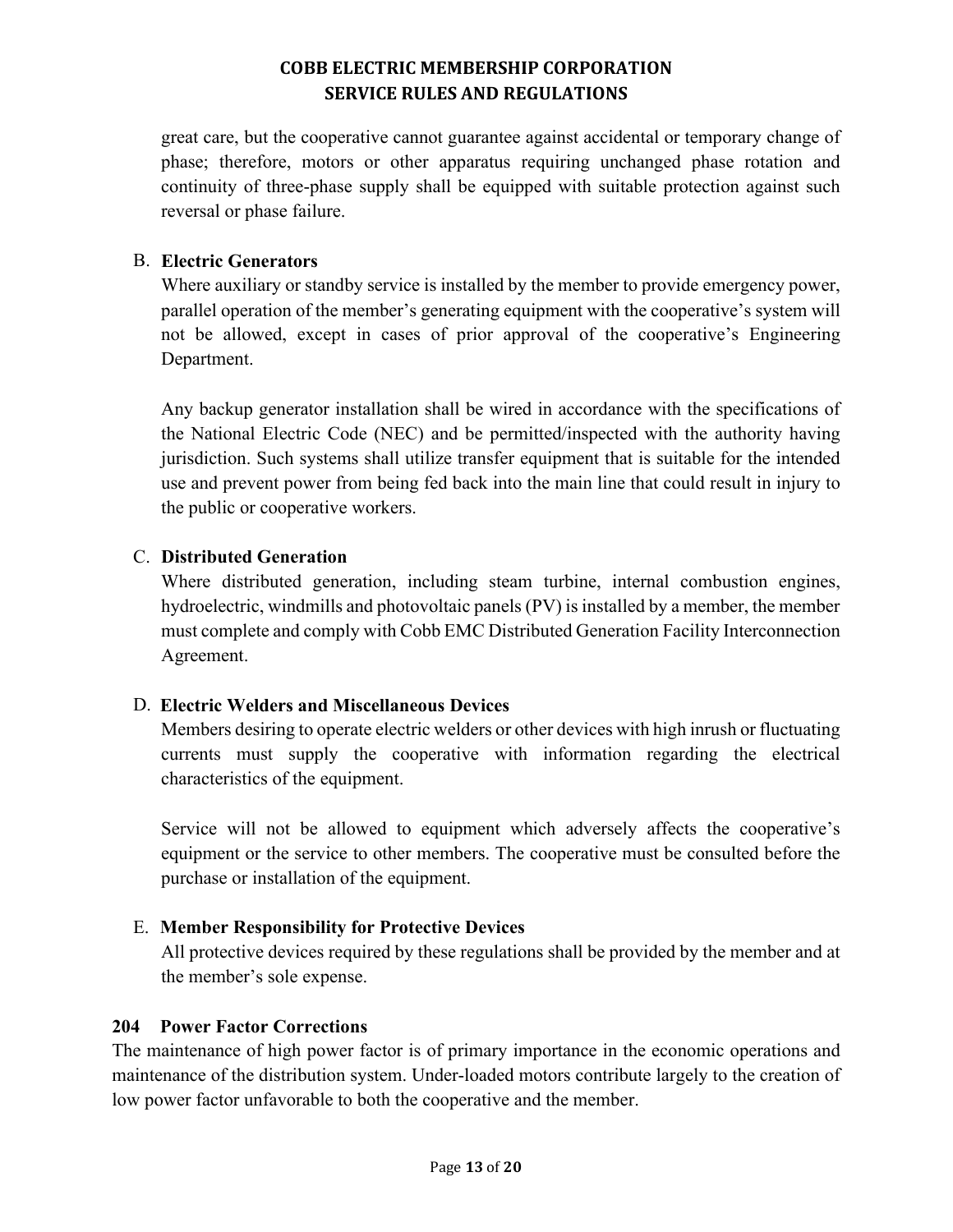great care, but the cooperative cannot guarantee against accidental or temporary change of phase; therefore, motors or other apparatus requiring unchanged phase rotation and continuity of three-phase supply shall be equipped with suitable protection against such reversal or phase failure.

B. **Electric Generators**

Where auxiliary or standby service is installed by the member to provide emergency power, parallel operation of the member's generating equipment with the cooperative's system will not be allowed, except in cases of prior approval of the cooperative's Engineering Department.

Any backup generator installation shall be wired in accordance with the specifications of the National Electric Code (NEC) and be permitted/inspected with the authority having jurisdiction. Such systems shall utilize transfer equipment that is suitable for the intended use and prevent power from being fed back into the main line that could result in injury to the public or cooperative workers.

C. **Distributed Generation**

Where distributed generation, including steam turbine, internal combustion engines, hydroelectric, windmills and photovoltaic panels (PV) is installed by a member, the member must complete and comply with Cobb EMC Distributed Generation Facility Interconnection Agreement.

D. **Electric Welders and Miscellaneous Devices**

Members desiring to operate electric welders or other devices with high inrush or fluctuating currents must supply the cooperative with information regarding the electrical characteristics of the equipment.

Service will not be allowed to equipment which adversely affects the cooperative's equipment or the service to other members. The cooperative must be consulted before the purchase or installation of the equipment.

E. **Member Responsibility for Protective Devices**

All protective devices required by these regulations shall be provided by the member and at the member's sole expense.

### 204 Power Factor Corrections

The maintenance of high power factor is of primary importance in the economic operations and maintenance of the distribution system. Under-loaded motors contribute largely to the creation of low power factor unfavorable to both the cooperative and the member.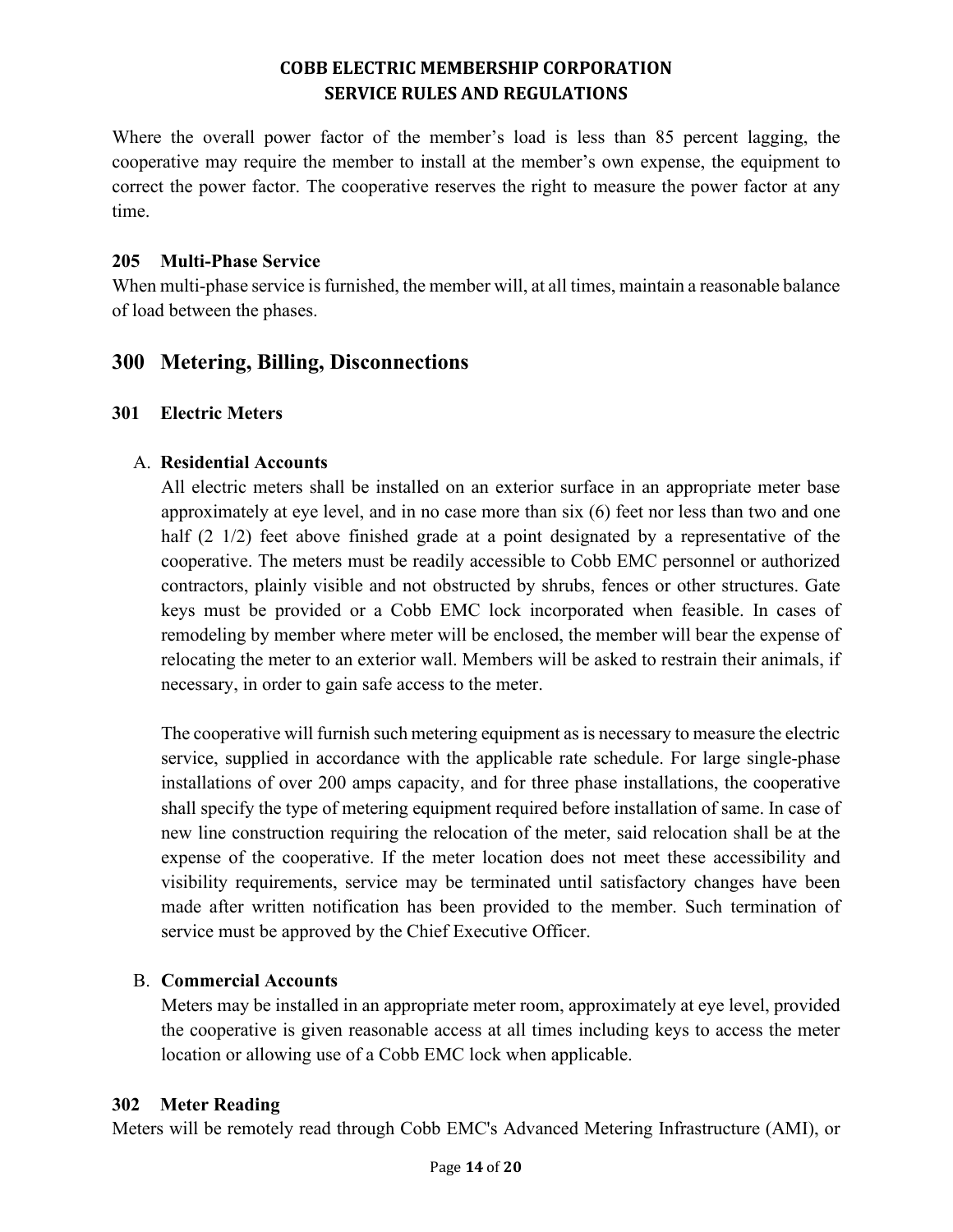Where the overall power factor of the member's load is less than 85 percent lagging, the cooperative may require the member to install at the member's own expense, the equipment to correct the power factor. The cooperative reserves the right to measure the power factor at any time.

### 205 Multi-Phase Service

When multi-phase service is furnished, the member will, at all times, maintain a reasonable balance of load between the phases.

## 300 Metering, Billing, Disconnections

### 301 Electric Meters

A. **Residential Accounts**

All electric meters shall be installed on an exterior surface in an appropriate meter base approximately at eye level, and in no case more than six (6) feet nor less than two and one half (2 1/2) feet above finished grade at a point designated by a representative of the cooperative. The meters must be readily accessible to Cobb EMC personnel or authorized contractors, plainly visible and not obstructed by shrubs, fences or other structures. Gate keys must be provided or a Cobb EMC lock incorporated when feasible. In cases of remodeling by member where meter will be enclosed, the member will bear the expense of relocating the meter to an exterior wall. Members will be asked to restrain their animals, if necessary, in order to gain safe access to the meter.

The cooperative will furnish such metering equipment as is necessary to measure the electric service, supplied in accordance with the applicable rate schedule. For large single-phase installations of over 200 amps capacity, and for three phase installations, the cooperative shall specify the type of metering equipment required before installation of same. In case of new line construction requiring the relocation of the meter, said relocation shall be at the expense of the cooperative. If the meter location does not meet these accessibility and visibility requirements, service may be terminated until satisfactory changes have been made after written notification has been provided to the member. Such termination of service must be approved by the Chief Executive Officer.

B. **Commercial Accounts**

Meters may be installed in an appropriate meter room, approximately at eye level, provided the cooperative is given reasonable access at all times including keys to access the meter location or allowing use of a Cobb EMC lock when applicable.

### 302 Meter Reading

Meters will be remotely read through Cobb EMC's Advanced Metering Infrastructure (AMI), or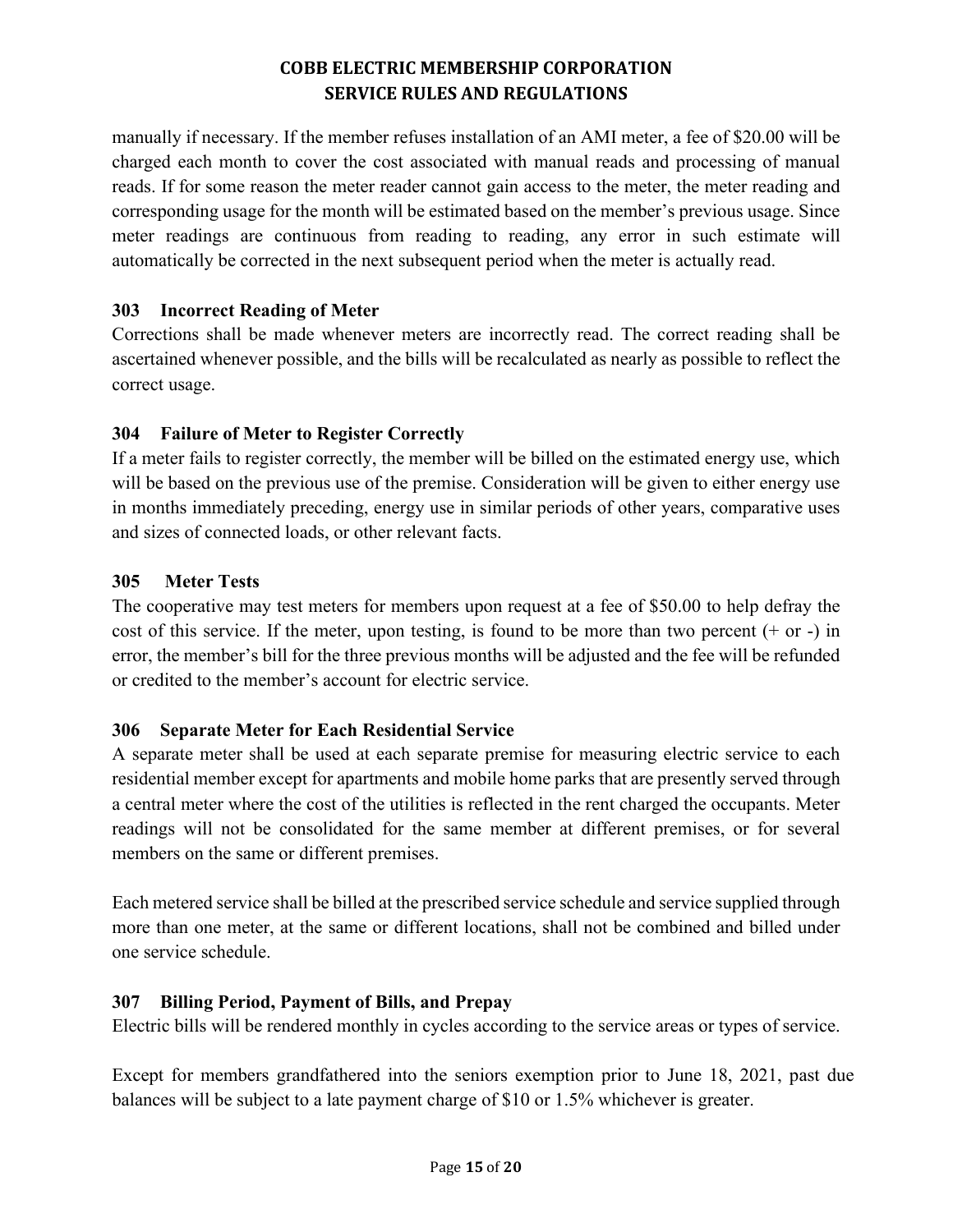manually if necessary. If the member refuses installation of an AMI meter, a fee of $20.00 will be charged each month to cover the cost associated with manual reads and processing of manual reads. If for some reason the meter reader cannot gain access to the meter, the meter reading and corresponding usage for the month will be estimated based on the member's previous usage. Since meter readings are continuous from reading to reading, any error in such estimate will automatically be corrected in the next subsequent period when the meter is actually read.

### 303 Incorrect Reading of Meter

Corrections shall be made whenever meters are incorrectly read. The correct reading shall be ascertained whenever possible, and the bills will be recalculated as nearly as possible to reflect the correct usage.

### 304 Failure of Meter to Register Correctly

If a meter fails to register correctly, the member will be billed on the estimated energy use, which will be based on the previous use of the premise. Consideration will be given to either energy use in months immediately preceding, energy use in similar periods of other years, comparative uses and sizes of connected loads, or other relevant facts.

### 305 Meter Tests

The cooperative may test meters for members upon request at a fee of $50.00 to help defray the cost of this service. If the meter, upon testing, is found to be more than two percent (+ or -) in error, the member's bill for the three previous months will be adjusted and the fee will be refunded or credited to the member's account for electric service.

### 306 Separate Meter for Each Residential Service

A separate meter shall be used at each separate premise for measuring electric service to each residential member except for apartments and mobile home parks that are presently served through a central meter where the cost of the utilities is reflected in the rent charged the occupants. Meter readings will not be consolidated for the same member at different premises, or for several members on the same or different premises.

Each metered service shall be billed at the prescribed service schedule and service supplied through more than one meter, at the same or different locations, shall not be combined and billed under one service schedule.

### 307 Billing Period, Payment of Bills, and Prepay

Electric bills will be rendered monthly in cycles according to the service areas or types of service.

Except for members grandfathered into the seniors exemption prior to June 18, 2021, past due balances will be subject to a late payment charge of $10 or 1.5% whichever is greater.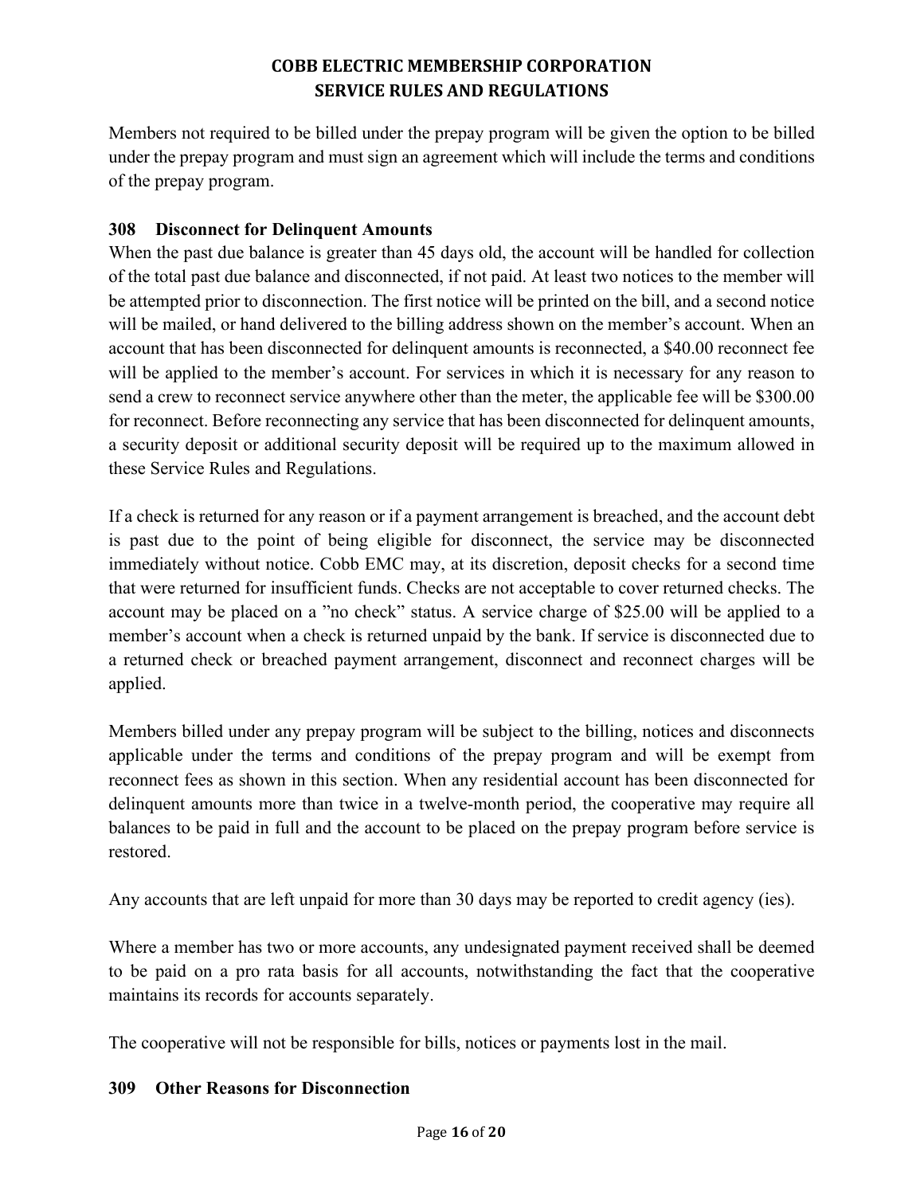Members not required to be billed under the prepay program will be given the option to be billed under the prepay program and must sign an agreement which will include the terms and conditions of the prepay program.

**308 Disconnect for Delinquent Amounts**

When the past due balance is greater than 45 days old, the account will be handled for collection of the total past due balance and disconnected, if not paid. At least two notices to the member will be attempted prior to disconnection. The first notice will be printed on the bill, and a second notice will be mailed, or hand delivered to the billing address shown on the member's account. When an account that has been disconnected for delinquent amounts is reconnected, a $40.00 reconnect fee will be applied to the member's account. For services in which it is necessary for any reason to send a crew to reconnect service anywhere other than the meter, the applicable fee will be $300.00 for reconnect. Before reconnecting any service that has been disconnected for delinquent amounts, a security deposit or additional security deposit will be required up to the maximum allowed in these Service Rules and Regulations.

If a check is returned for any reason or if a payment arrangement is breached, and the account debt is past due to the point of being eligible for disconnect, the service may be disconnected immediately without notice. Cobb EMC may, at its discretion, deposit checks for a second time that were returned for insufficient funds. Checks are not acceptable to cover returned checks. The account may be placed on a "no check" status. A service charge of $25.00 will be applied to a member's account when a check is returned unpaid by the bank. If service is disconnected due to a returned check or breached payment arrangement, disconnect and reconnect charges will be applied.

Members billed under any prepay program will be subject to the billing, notices and disconnects applicable under the terms and conditions of the prepay program and will be exempt from reconnect fees as shown in this section. When any residential account has been disconnected for delinquent amounts more than twice in a twelve-month period, the cooperative may require all balances to be paid in full and the account to be placed on the prepay program before service is restored.

Any accounts that are left unpaid for more than 30 days may be reported to credit agency (ies).

Where a member has two or more accounts, any undesignated payment received shall be deemed to be paid on a pro rata basis for all accounts, notwithstanding the fact that the cooperative maintains its records for accounts separately.

The cooperative will not be responsible for bills, notices or payments lost in the mail.

**309 Other Reasons for Disconnection**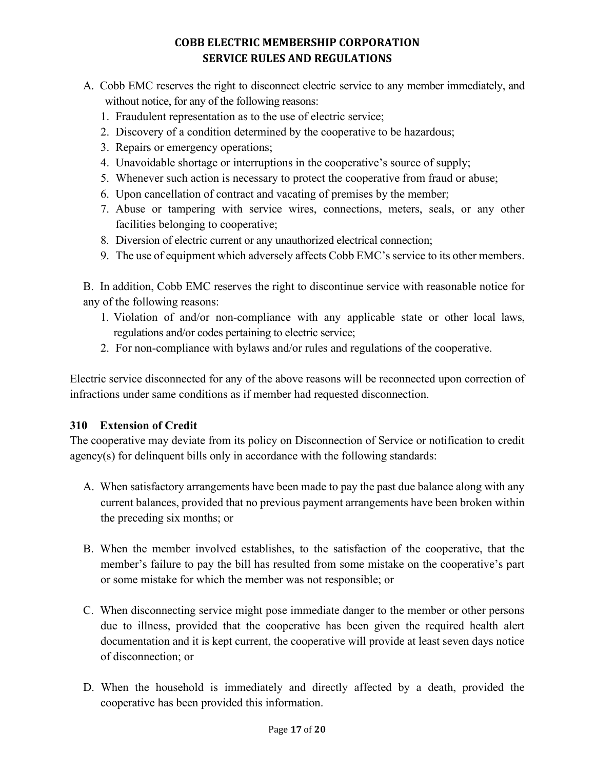A. Cobb EMC reserves the right to disconnect electric service to any member immediately, and without notice, for any of the following reasons:
   1. Fraudulent representation as to the use of electric service;
   2. Discovery of a condition determined by the cooperative to be hazardous;
   3. Repairs or emergency operations;
   4. Unavoidable shortage or interruptions in the cooperative's source of supply;
   5. Whenever such action is necessary to protect the cooperative from fraud or abuse;
   6. Upon cancellation of contract and vacating of premises by the member;
   7. Abuse or tampering with service wires, connections, meters, seals, or any other facilities belonging to cooperative;
   8. Diversion of electric current or any unauthorized electrical connection;
   9. The use of equipment which adversely affects Cobb EMC's service to its other members.

B. In addition, Cobb EMC reserves the right to discontinue service with reasonable notice for any of the following reasons:
   1. Violation of and/or non-compliance with any applicable state or other local laws, regulations and/or codes pertaining to electric service;
   2. For non-compliance with bylaws and/or rules and regulations of the cooperative.

Electric service disconnected for any of the above reasons will be reconnected upon correction of infractions under same conditions as if member had requested disconnection.

### 310 Extension of Credit

The cooperative may deviate from its policy on Disconnection of Service or notification to credit agency(s) for delinquent bills only in accordance with the following standards:

A. When satisfactory arrangements have been made to pay the past due balance along with any current balances, provided that no previous payment arrangements have been broken within the preceding six months; or

B. When the member involved establishes, to the satisfaction of the cooperative, that the member's failure to pay the bill has resulted from some mistake on the cooperative's part or some mistake for which the member was not responsible; or

C. When disconnecting service might pose immediate danger to the member or other persons due to illness, provided that the cooperative has been given the required health alert documentation and it is kept current, the cooperative will provide at least seven days notice of disconnection; or

D. When the household is immediately and directly affected by a death, provided the cooperative has been provided this information.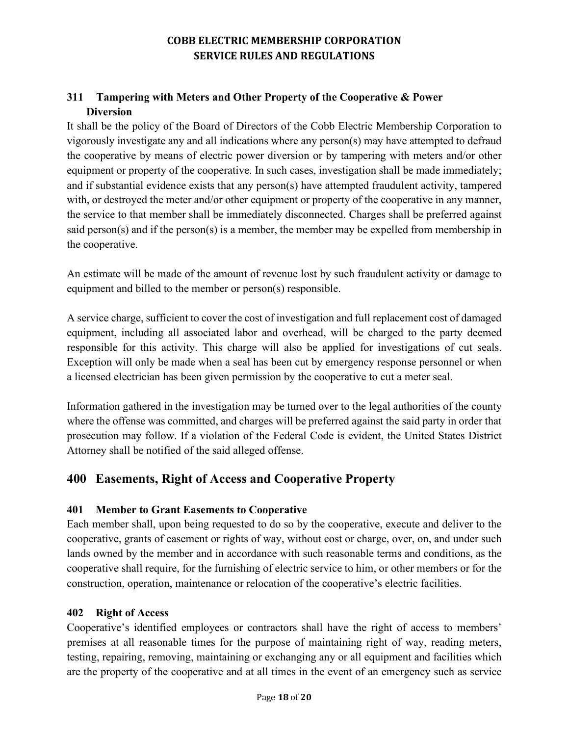### 311 Tampering with Meters and Other Property of the Cooperative & Power Diversion

It shall be the policy of the Board of Directors of the Cobb Electric Membership Corporation to vigorously investigate any and all indications where any person(s) may have attempted to defraud the cooperative by means of electric power diversion or by tampering with meters and/or other equipment or property of the cooperative. In such cases, investigation shall be made immediately; and if substantial evidence exists that any person(s) have attempted fraudulent activity, tampered with, or destroyed the meter and/or other equipment or property of the cooperative in any manner, the service to that member shall be immediately disconnected. Charges shall be preferred against said person(s) and if the person(s) is a member, the member may be expelled from membership in the cooperative.

An estimate will be made of the amount of revenue lost by such fraudulent activity or damage to equipment and billed to the member or person(s) responsible.

A service charge, sufficient to cover the cost of investigation and full replacement cost of damaged equipment, including all associated labor and overhead, will be charged to the party deemed responsible for this activity. This charge will also be applied for investigations of cut seals. Exception will only be made when a seal has been cut by emergency response personnel or when a licensed electrician has been given permission by the cooperative to cut a meter seal.

Information gathered in the investigation may be turned over to the legal authorities of the county where the offense was committed, and charges will be preferred against the said party in order that prosecution may follow. If a violation of the Federal Code is evident, the United States District Attorney shall be notified of the said alleged offense.

## 400 Easements, Right of Access and Cooperative Property

### 401 Member to Grant Easements to Cooperative

Each member shall, upon being requested to do so by the cooperative, execute and deliver to the cooperative, grants of easement or rights of way, without cost or charge, over, on, and under such lands owned by the member and in accordance with such reasonable terms and conditions, as the cooperative shall require, for the furnishing of electric service to him, or other members or for the construction, operation, maintenance or relocation of the cooperative's electric facilities.

### 402 Right of Access

Cooperative's identified employees or contractors shall have the right of access to members' premises at all reasonable times for the purpose of maintaining right of way, reading meters, testing, repairing, removing, maintaining or exchanging any or all equipment and facilities which are the property of the cooperative and at all times in the event of an emergency such as service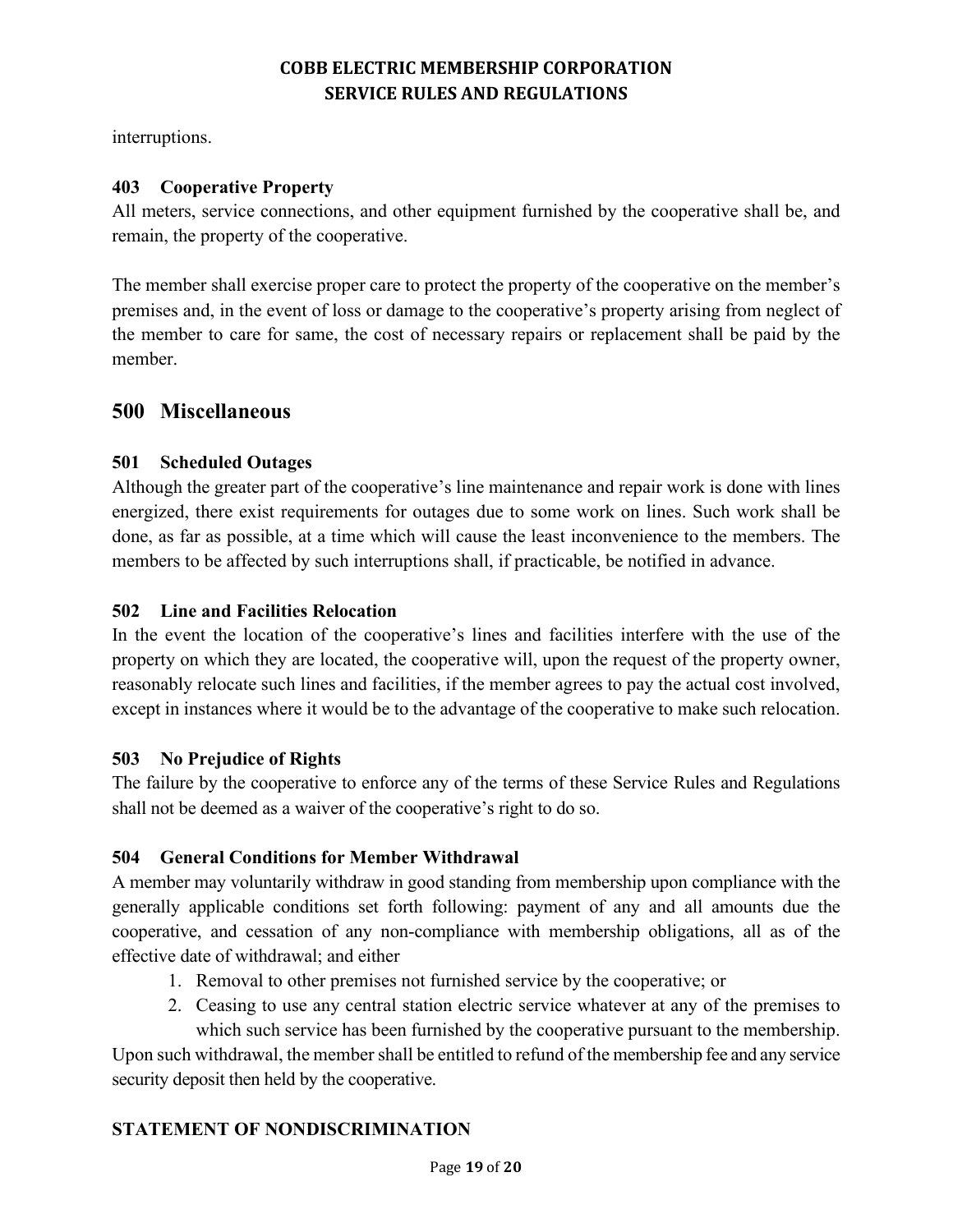interruptions.

### 403 Cooperative Property

All meters, service connections, and other equipment furnished by the cooperative shall be, and remain, the property of the cooperative.

The member shall exercise proper care to protect the property of the cooperative on the member's premises and, in the event of loss or damage to the cooperative's property arising from neglect of the member to care for same, the cost of necessary repairs or replacement shall be paid by the member.

## 500 Miscellaneous

### 501 Scheduled Outages

Although the greater part of the cooperative's line maintenance and repair work is done with lines energized, there exist requirements for outages due to some work on lines. Such work shall be done, as far as possible, at a time which will cause the least inconvenience to the members. The members to be affected by such interruptions shall, if practicable, be notified in advance.

### 502 Line and Facilities Relocation

In the event the location of the cooperative's lines and facilities interfere with the use of the property on which they are located, the cooperative will, upon the request of the property owner, reasonably relocate such lines and facilities, if the member agrees to pay the actual cost involved, except in instances where it would be to the advantage of the cooperative to make such relocation.

### 503 No Prejudice of Rights

The failure by the cooperative to enforce any of the terms of these Service Rules and Regulations shall not be deemed as a waiver of the cooperative's right to do so.

### 504 General Conditions for Member Withdrawal

A member may voluntarily withdraw in good standing from membership upon compliance with the generally applicable conditions set forth following: payment of any and all amounts due the cooperative, and cessation of any non-compliance with membership obligations, all as of the effective date of withdrawal; and either

1. Removal to other premises not furnished service by the cooperative; or
2. Ceasing to use any central station electric service whatever at any of the premises to which such service has been furnished by the cooperative pursuant to the membership.

Upon such withdrawal, the member shall be entitled to refund of the membership fee and any service security deposit then held by the cooperative.

### STATEMENT OF NONDISCRIMINATION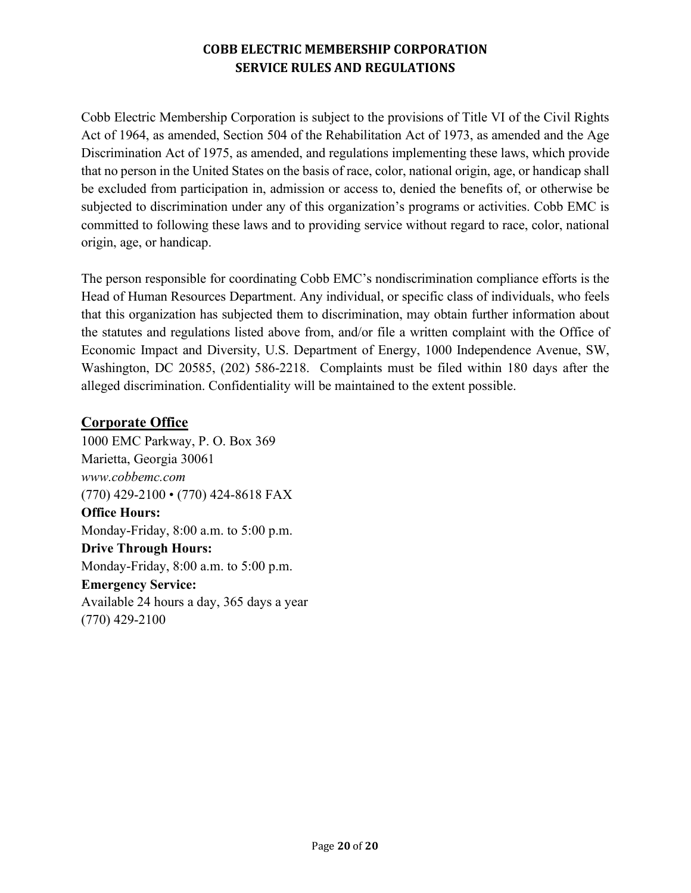# COBB ELECTRIC MEMBERSHIP CORPORATION
## SERVICE RULES AND REGULATIONS

Cobb Electric Membership Corporation is subject to the provisions of Title VI of the Civil Rights Act of 1964, as amended, Section 504 of the Rehabilitation Act of 1973, as amended and the Age Discrimination Act of 1975, as amended, and regulations implementing these laws, which provide that no person in the United States on the basis of race, color, national origin, age, or handicap shall be excluded from participation in, admission or access to, denied the benefits of, or otherwise be subjected to discrimination under any of this organization's programs or activities. Cobb EMC is committed to following these laws and to providing service without regard to race, color, national origin, age, or handicap.

The person responsible for coordinating Cobb EMC's nondiscrimination compliance efforts is the Head of Human Resources Department. Any individual, or specific class of individuals, who feels that this organization has subjected them to discrimination, may obtain further information about the statutes and regulations listed above from, and/or file a written complaint with the Office of Economic Impact and Diversity, U.S. Department of Energy, 1000 Independence Avenue, SW, Washington, DC 20585, (202) 586-2218. Complaints must be filed within 180 days after the alleged discrimination. Confidentiality will be maintained to the extent possible.

### Corporate Office

1000 EMC Parkway, P. O. Box 369
Marietta, Georgia 30061
*www.cobbemc.com*
(770) 429-2100 • (770) 424-8618 FAX

**Office Hours:**
Monday-Friday, 8:00 a.m. to 5:00 p.m.

**Drive Through Hours:**
Monday-Friday, 8:00 a.m. to 5:00 p.m.

**Emergency Service:**
Available 24 hours a day, 365 days a year
(770) 429-2100